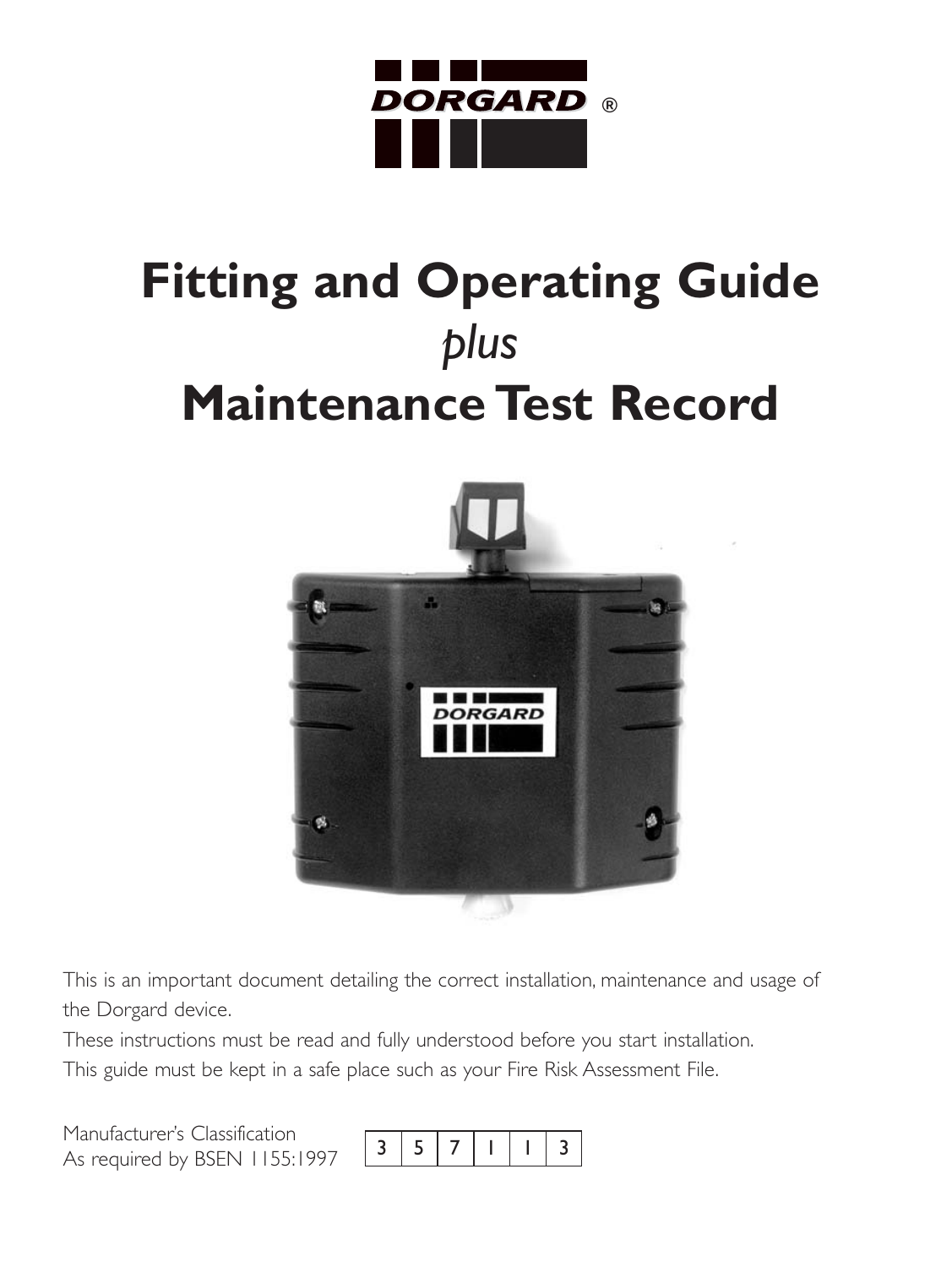DORGARD®

# Fitting and Operating Guide

*plus*

# Maintenance Test Record

This is an important document detailing the correct installation, maintenance and usage of the Dorgard device.

These instructions must be read and fully understood before you start installation.

This guide must be kept in a safe place such as your Fire Risk Assessment File.

Manufacturer's Classification
As required by BSEN 1155:1997

| 3 | 5 | 7 | 1 | 1 | 3 |
|---|---|---|---|---|---|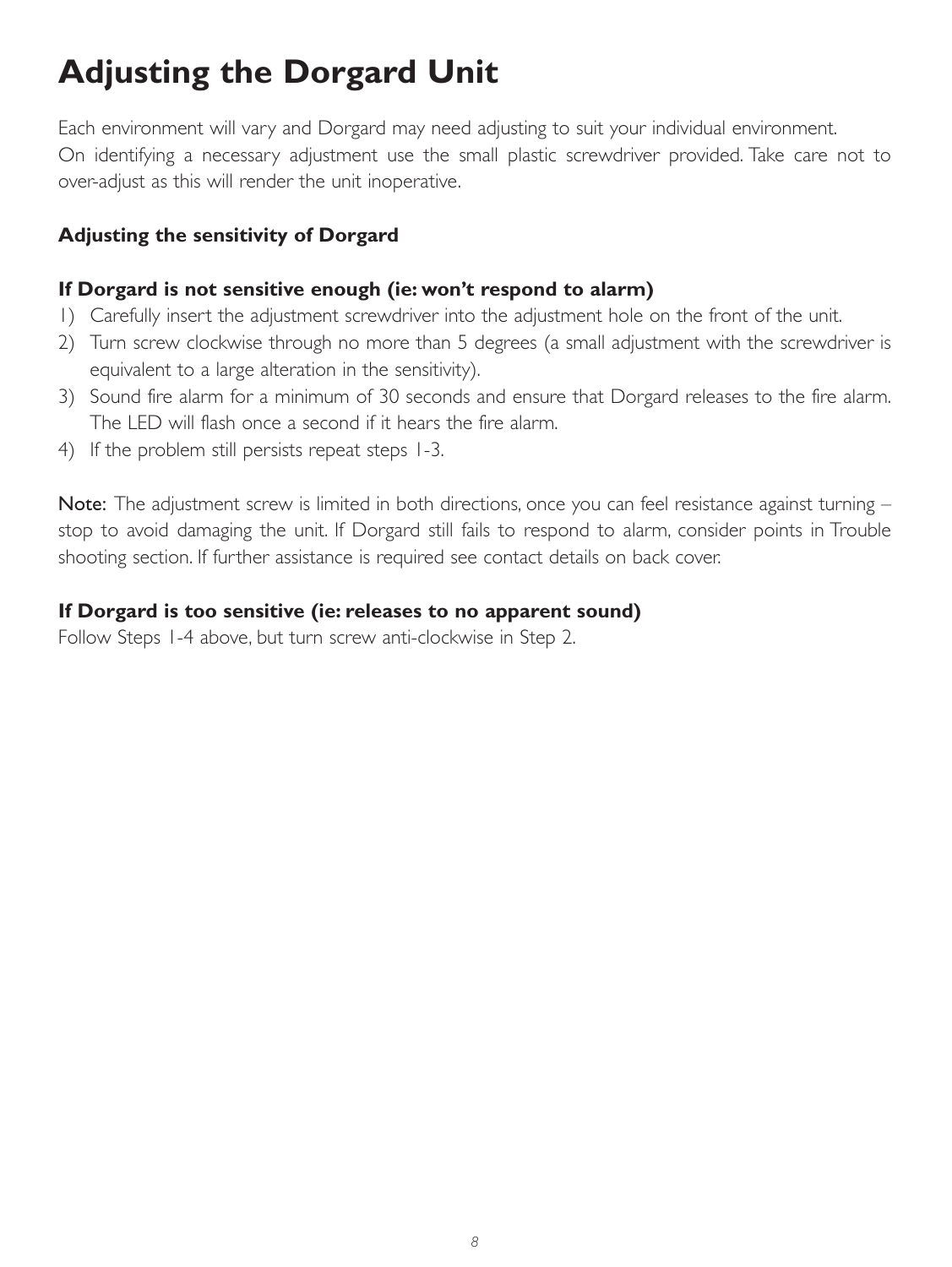# Adjusting the Dorgard Unit

Each environment will vary and Dorgard may need adjusting to suit your individual environment. On identifying a necessary adjustment use the small plastic screwdriver provided. Take care not to over-adjust as this will render the unit inoperative.

### Adjusting the sensitivity of Dorgard

### If Dorgard is not sensitive enough (ie: won't respond to alarm)

1) Carefully insert the adjustment screwdriver into the adjustment hole on the front of the unit.
2) Turn screw clockwise through no more than 5 degrees (a small adjustment with the screwdriver is equivalent to a large alteration in the sensitivity).
3) Sound fire alarm for a minimum of 30 seconds and ensure that Dorgard releases to the fire alarm. The LED will flash once a second if it hears the fire alarm.
4) If the problem still persists repeat steps 1-3.

Note: The adjustment screw is limited in both directions, once you can feel resistance against turning – stop to avoid damaging the unit. If Dorgard still fails to respond to alarm, consider points in Trouble shooting section. If further assistance is required see contact details on back cover.

### If Dorgard is too sensitive (ie: releases to no apparent sound)

Follow Steps 1-4 above, but turn screw anti-clockwise in Step 2.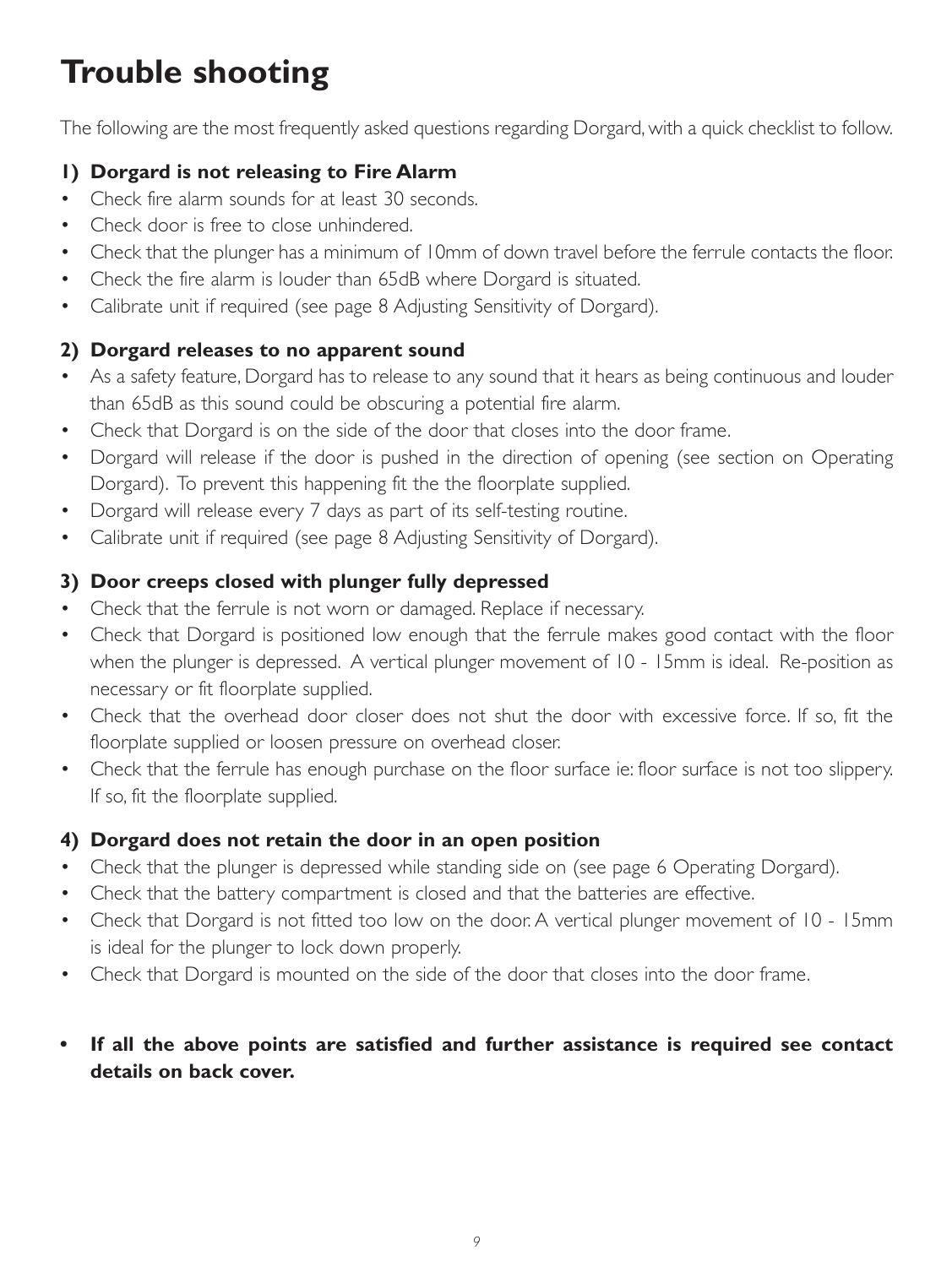# Trouble shooting

The following are the most frequently asked questions regarding Dorgard, with a quick checklist to follow.

### 1) Dorgard is not releasing to Fire Alarm

- Check fire alarm sounds for at least 30 seconds.
- Check door is free to close unhindered.
- Check that the plunger has a minimum of 10mm of down travel before the ferrule contacts the floor.
- Check the fire alarm is louder than 65dB where Dorgard is situated.
- Calibrate unit if required (see page 8 Adjusting Sensitivity of Dorgard).

### 2) Dorgard releases to no apparent sound

- As a safety feature, Dorgard has to release to any sound that it hears as being continuous and louder than 65dB as this sound could be obscuring a potential fire alarm.
- Check that Dorgard is on the side of the door that closes into the door frame.
- Dorgard will release if the door is pushed in the direction of opening (see section on Operating Dorgard). To prevent this happening fit the the floorplate supplied.
- Dorgard will release every 7 days as part of its self-testing routine.
- Calibrate unit if required (see page 8 Adjusting Sensitivity of Dorgard).

### 3) Door creeps closed with plunger fully depressed

- Check that the ferrule is not worn or damaged. Replace if necessary.
- Check that Dorgard is positioned low enough that the ferrule makes good contact with the floor when the plunger is depressed. A vertical plunger movement of 10 - 15mm is ideal. Re-position as necessary or fit floorplate supplied.
- Check that the overhead door closer does not shut the door with excessive force. If so, fit the floorplate supplied or loosen pressure on overhead closer.
- Check that the ferrule has enough purchase on the floor surface ie: floor surface is not too slippery. If so, fit the floorplate supplied.

### 4) Dorgard does not retain the door in an open position

- Check that the plunger is depressed while standing side on (see page 6 Operating Dorgard).
- Check that the battery compartment is closed and that the batteries are effective.
- Check that Dorgard is not fitted too low on the door. A vertical plunger movement of 10 - 15mm is ideal for the plunger to lock down properly.
- Check that Dorgard is mounted on the side of the door that closes into the door frame.

- **If all the above points are satisfied and further assistance is required see contact details on back cover.**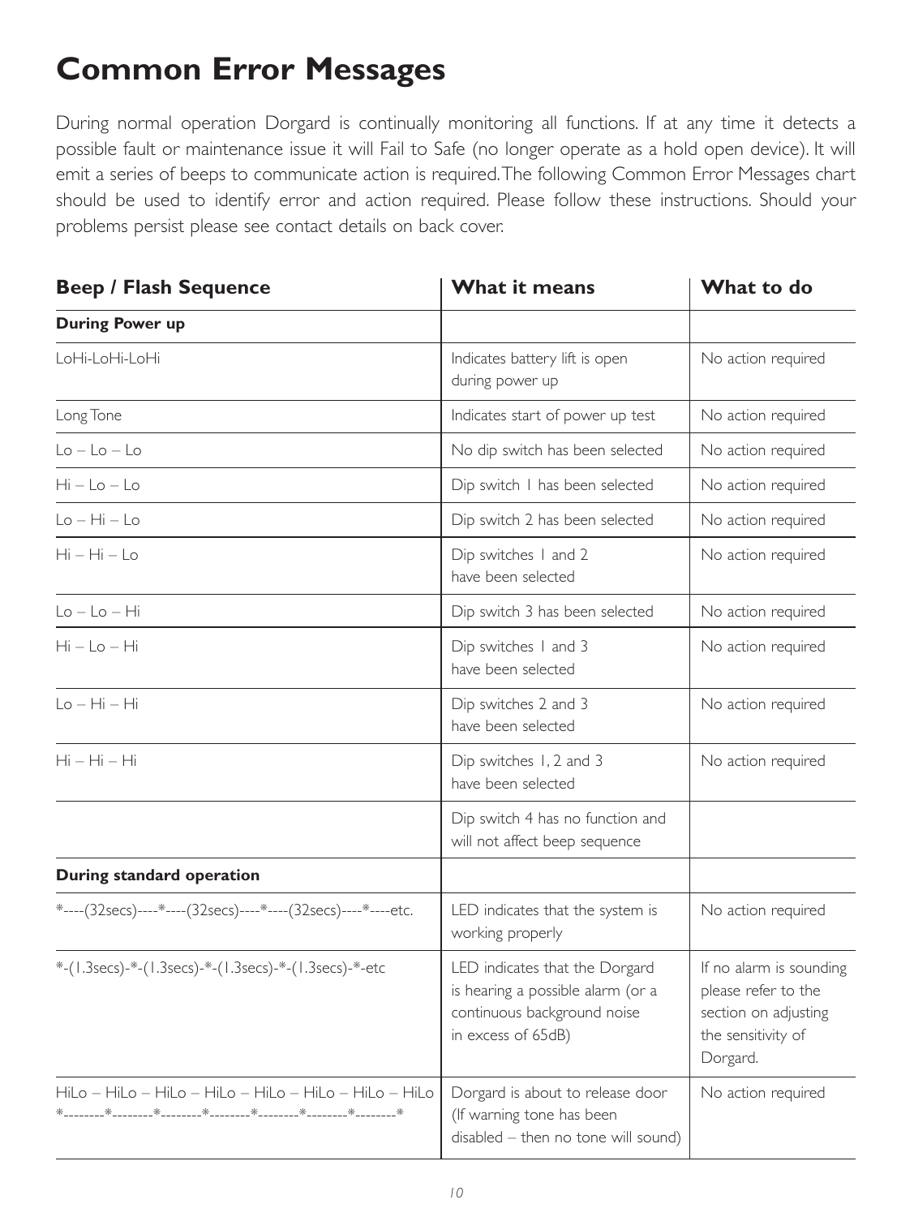# Common Error Messages

During normal operation Dorgard is continually monitoring all functions. If at any time it detects a possible fault or maintenance issue it will Fail to Safe (no longer operate as a hold open device). It will emit a series of beeps to communicate action is required. The following Common Error Messages chart should be used to identify error and action required. Please follow these instructions. Should your problems persist please see contact details on back cover.

| Beep / Flash Sequence | What it means | What to do |
|---|---|---|
| **During Power up** | | |
| LoHi-LoHi-LoHi | Indicates battery lift is open during power up | No action required |
| Long Tone | Indicates start of power up test | No action required |
| Lo – Lo – Lo | No dip switch has been selected | No action required |
| Hi – Lo – Lo | Dip switch 1 has been selected | No action required |
| Lo – Hi – Lo | Dip switch 2 has been selected | No action required |
| Hi – Hi – Lo | Dip switches 1 and 2 have been selected | No action required |
| Lo – Lo – Hi | Dip switch 3 has been selected | No action required |
| Hi – Lo – Hi | Dip switches 1 and 3 have been selected | No action required |
| Lo – Hi – Hi | Dip switches 2 and 3 have been selected | No action required |
| Hi – Hi – Hi | Dip switches 1, 2 and 3 have been selected | No action required |
| | Dip switch 4 has no function and will not affect beep sequence | |
| **During standard operation** | | |
| *----(32secs)----*----(32secs)----*----(32secs)----*----etc. | LED indicates that the system is working properly | No action required |
| *-(1.3secs)-*-(1.3secs)-*-(1.3secs)-*-(1.3secs)-*-etc | LED indicates that the Dorgard is hearing a possible alarm (or a continuous background noise in excess of 65dB) | If no alarm is sounding please refer to the section on adjusting the sensitivity of Dorgard. |
| HiLo – HiLo – HiLo – HiLo – HiLo – HiLo – HiLo – HiLo *--------*--------*--------*--------*--------*--------*--------* | Dorgard is about to release door (If warning tone has been disabled – then no tone will sound) | No action required |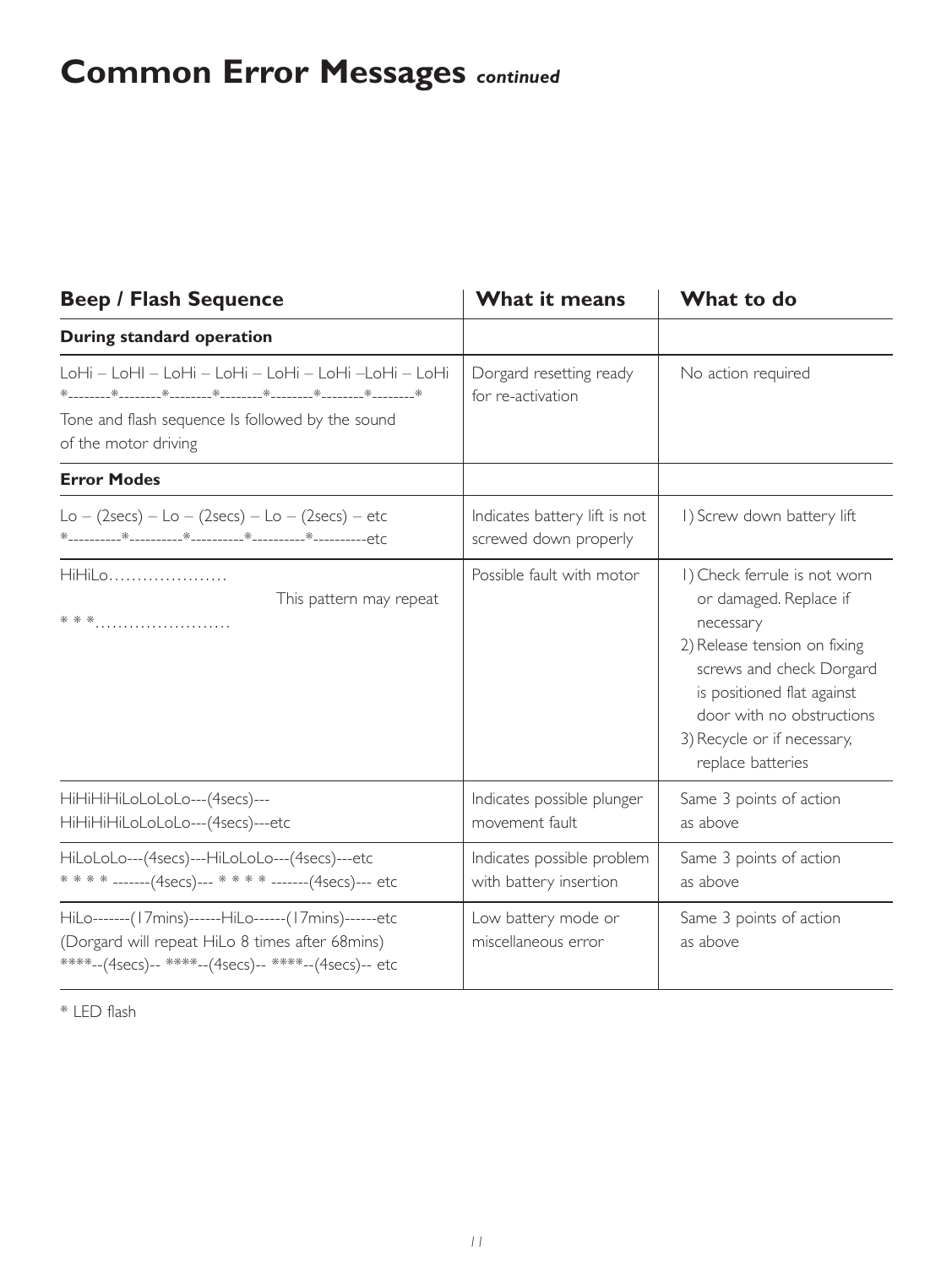# Common Error Messages *continued*

| Beep / Flash Sequence | What it means | What to do |
|---|---|---|
| **During standard operation** | | |
| LoHi – LoHI – LoHi – LoHi – LoHi – LoHi –LoHi – LoHi<br>*--------*--------*--------*--------*--------*--------*--------*<br>Tone and flash sequence Is followed by the sound of the motor driving | Dorgard resetting ready for re-activation | No action required |
| **Error Modes** | | |
| Lo – (2secs) – Lo – (2secs) – Lo – (2secs) – etc<br>*----------*----------*----------*----------*----------etc | Indicates battery lift is not screwed down properly | 1) Screw down battery lift |
| HiHiLo…………………<br>This pattern may repeat<br>* * *…………………… | Possible fault with motor | 1) Check ferrule is not worn or damaged. Replace if necessary<br>2) Release tension on fixing screws and check Dorgard is positioned flat against door with no obstructions<br>3) Recycle or if necessary, replace batteries |
| HiHiHiHiLoLoLoLo---(4secs)---<br>HiHiHiHiLoLoLoLo---(4secs)---etc | Indicates possible plunger movement fault | Same 3 points of action as above |
| HiLoLoLo---(4secs)---HiLoLoLo---(4secs)---etc<br>* * * * -------(4secs)--- * * * * -------(4secs)--- etc | Indicates possible problem with battery insertion | Same 3 points of action as above |
| HiLo-------(17mins)------HiLo------(17mins)------etc<br>(Dorgard will repeat HiLo 8 times after 68mins)<br>****--(4secs)-- ****--(4secs)-- ****--(4secs)-- etc | Low battery mode or miscellaneous error | Same 3 points of action as above |

* LED flash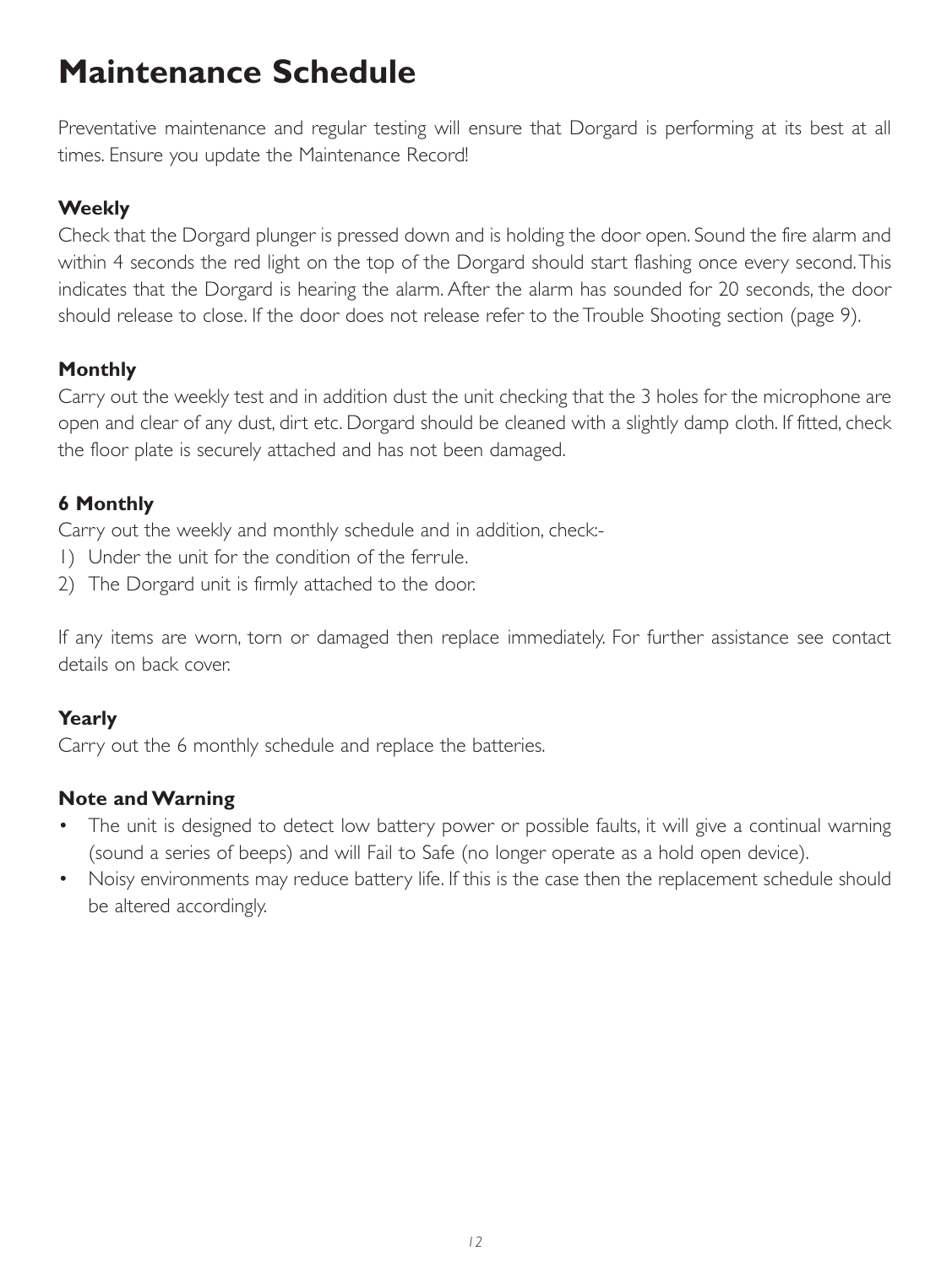# Maintenance Schedule

Preventative maintenance and regular testing will ensure that Dorgard is performing at its best at all times. Ensure you update the Maintenance Record!

### Weekly

Check that the Dorgard plunger is pressed down and is holding the door open. Sound the fire alarm and within 4 seconds the red light on the top of the Dorgard should start flashing once every second. This indicates that the Dorgard is hearing the alarm. After the alarm has sounded for 20 seconds, the door should release to close. If the door does not release refer to the Trouble Shooting section (page 9).

### Monthly

Carry out the weekly test and in addition dust the unit checking that the 3 holes for the microphone are open and clear of any dust, dirt etc. Dorgard should be cleaned with a slightly damp cloth. If fitted, check the floor plate is securely attached and has not been damaged.

### 6 Monthly

Carry out the weekly and monthly schedule and in addition, check:-

1) Under the unit for the condition of the ferrule.
2) The Dorgard unit is firmly attached to the door.

If any items are worn, torn or damaged then replace immediately. For further assistance see contact details on back cover.

### Yearly

Carry out the 6 monthly schedule and replace the batteries.

### Note and Warning

- The unit is designed to detect low battery power or possible faults, it will give a continual warning (sound a series of beeps) and will Fail to Safe (no longer operate as a hold open device).
- Noisy environments may reduce battery life. If this is the case then the replacement schedule should be altered accordingly.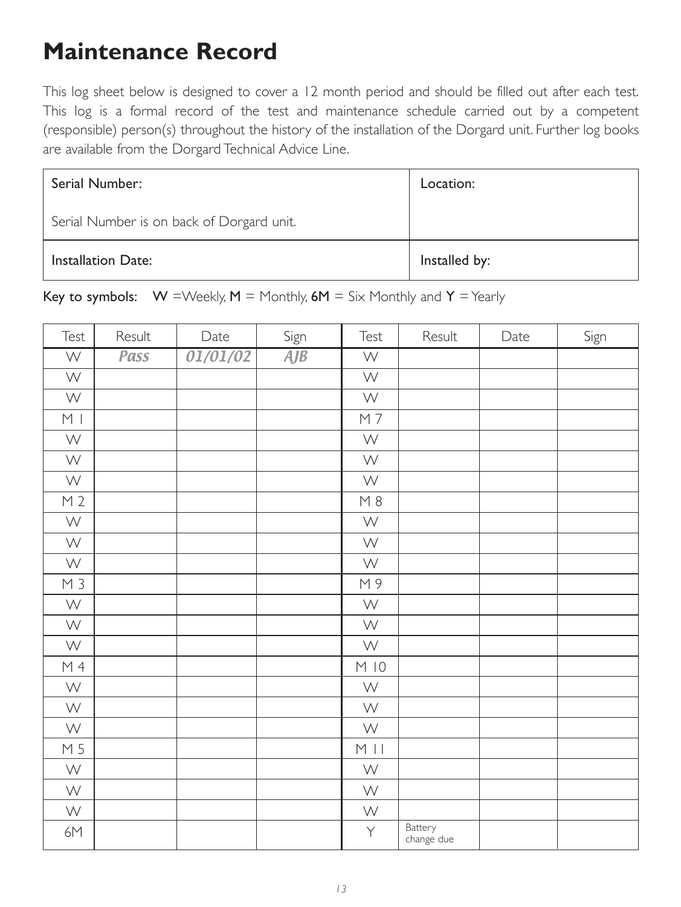# Maintenance Record

This log sheet below is designed to cover a 12 month period and should be filled out after each test. This log is a formal record of the test and maintenance schedule carried out by a competent (responsible) person(s) throughout the history of the installation of the Dorgard unit. Further log books are available from the Dorgard Technical Advice Line.

| Serial Number:<br><br>Serial Number is on back of Dorgard unit. | Location: |
|---|---|
| Installation Date: | Installed by: |

**Key to symbols:** **W** =Weekly, **M** = Monthly, **6M** = Six Monthly and **Y** = Yearly

| Test | Result | Date | Sign | Test | Result | Date | Sign |
|---|---|---|---|---|---|---|---|
| W | *Pass* | *01/01/02* | *AJB* | W | | | |
| W | | | | W | | | |
| W | | | | W | | | |
| M 1 | | | | M 7 | | | |
| W | | | | W | | | |
| W | | | | W | | | |
| W | | | | W | | | |
| M 2 | | | | M 8 | | | |
| W | | | | W | | | |
| W | | | | W | | | |
| W | | | | W | | | |
| M 3 | | | | M 9 | | | |
| W | | | | W | | | |
| W | | | | W | | | |
| W | | | | W | | | |
| M 4 | | | | M 10 | | | |
| W | | | | W | | | |
| W | | | | W | | | |
| W | | | | W | | | |
| M 5 | | | | M 11 | | | |
| W | | | | W | | | |
| W | | | | W | | | |
| W | | | | W | | | |
| 6M | | | | Y | Battery change due | | |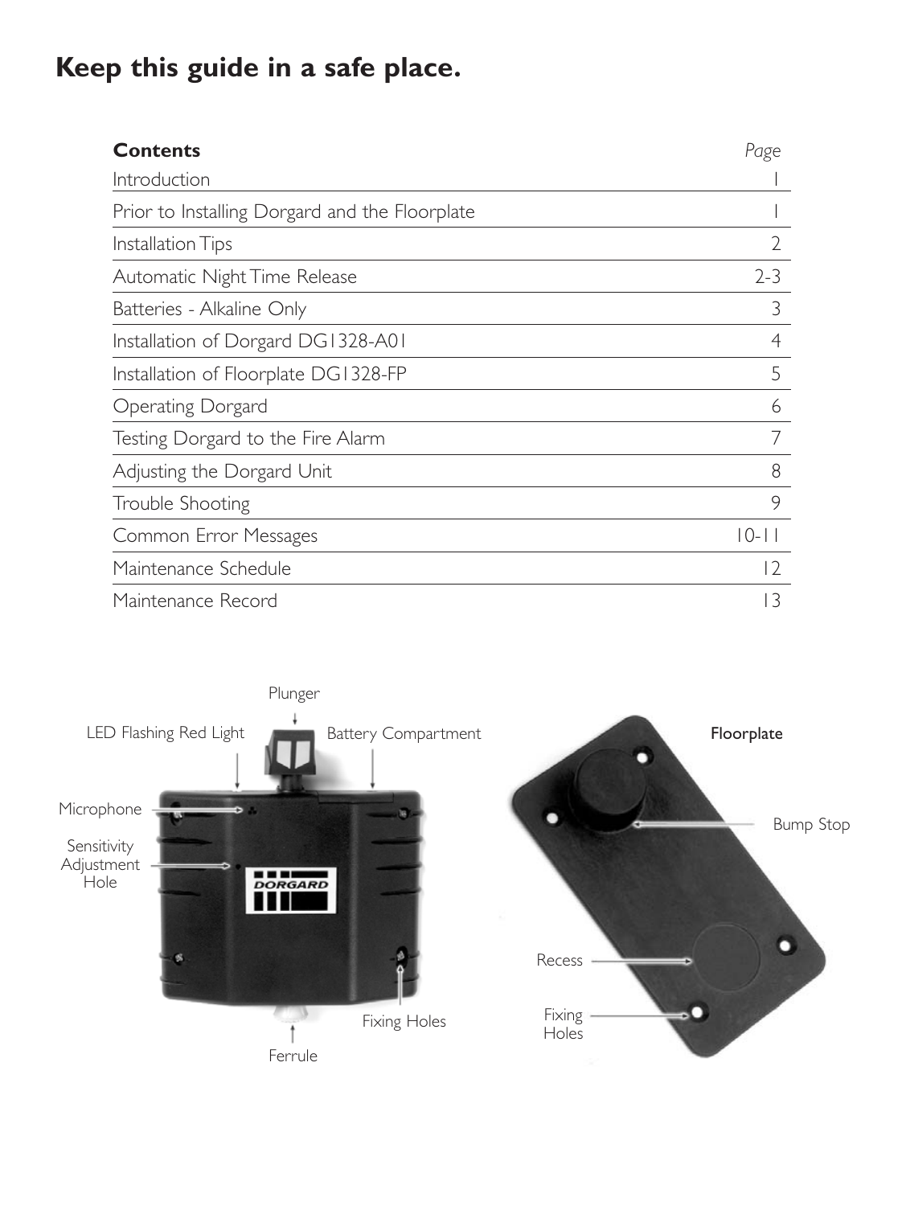# Keep this guide in a safe place.

| **Contents** | *Page* |
| --- | --- |
| Introduction | 1 |
| Prior to Installing Dorgard and the Floorplate | 1 |
| Installation Tips | 2 |
| Automatic Night Time Release | 2-3 |
| Batteries - Alkaline Only | 3 |
| Installation of Dorgard DG1328-A01 | 4 |
| Installation of Floorplate DG1328-FP | 5 |
| Operating Dorgard | 6 |
| Testing Dorgard to the Fire Alarm | 7 |
| Adjusting the Dorgard Unit | 8 |
| Trouble Shooting | 9 |
| Common Error Messages | 10-11 |
| Maintenance Schedule | 12 |
| Maintenance Record | 13 |

Plunger

LED Flashing Red Light

Battery Compartment

Microphone

Sensitivity Adjustment Hole

Fixing Holes

Ferrule

Floorplate

Bump Stop

Recess

Fixing Holes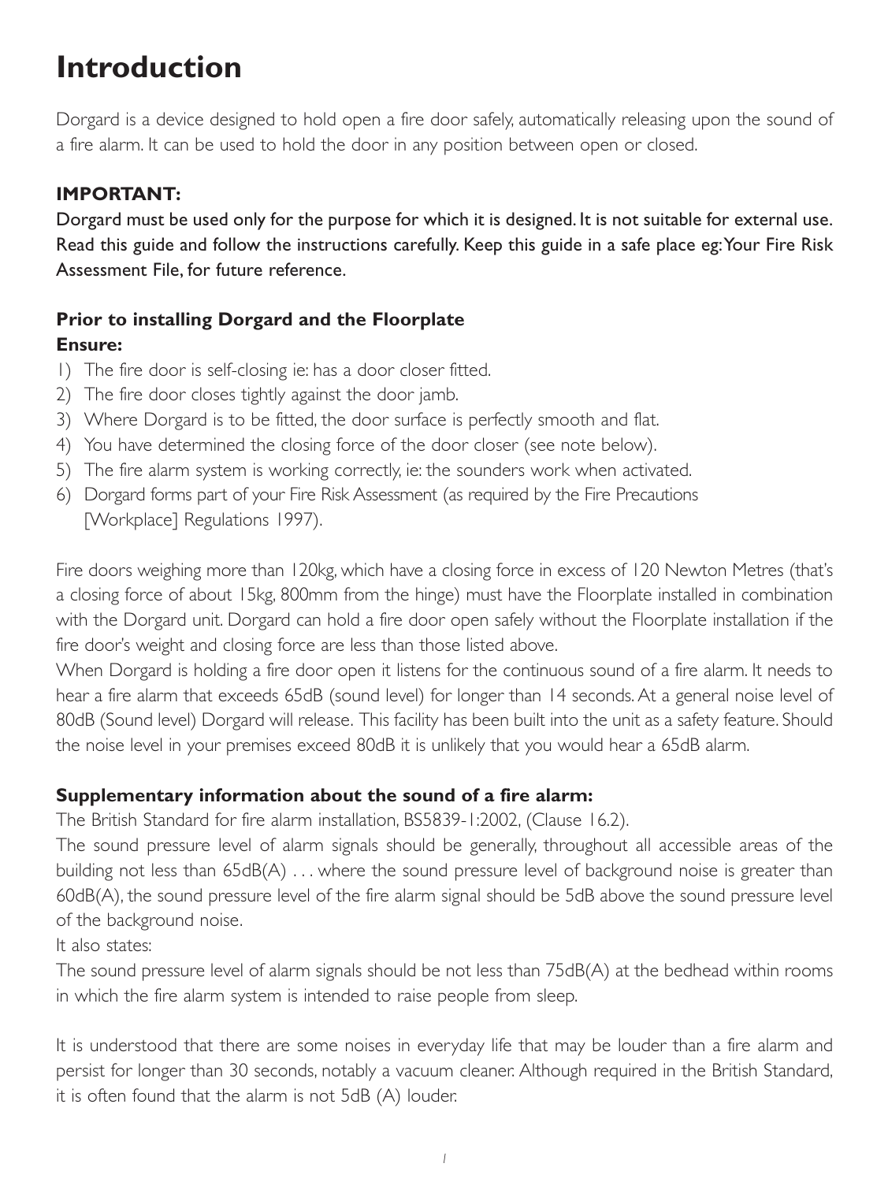# Introduction

Dorgard is a device designed to hold open a fire door safely, automatically releasing upon the sound of a fire alarm. It can be used to hold the door in any position between open or closed.

**IMPORTANT:**

Dorgard must be used only for the purpose for which it is designed. It is not suitable for external use. Read this guide and follow the instructions carefully. Keep this guide in a safe place eg: Your Fire Risk Assessment File, for future reference.

**Prior to installing Dorgard and the Floorplate**

**Ensure:**

1) The fire door is self-closing ie: has a door closer fitted.
2) The fire door closes tightly against the door jamb.
3) Where Dorgard is to be fitted, the door surface is perfectly smooth and flat.
4) You have determined the closing force of the door closer (see note below).
5) The fire alarm system is working correctly, ie: the sounders work when activated.
6) Dorgard forms part of your Fire Risk Assessment (as required by the Fire Precautions [Workplace] Regulations 1997).

Fire doors weighing more than 120kg, which have a closing force in excess of 120 Newton Metres (that's a closing force of about 15kg, 800mm from the hinge) must have the Floorplate installed in combination with the Dorgard unit. Dorgard can hold a fire door open safely without the Floorplate installation if the fire door's weight and closing force are less than those listed above.

When Dorgard is holding a fire door open it listens for the continuous sound of a fire alarm. It needs to hear a fire alarm that exceeds 65dB (sound level) for longer than 14 seconds. At a general noise level of 80dB (Sound level) Dorgard will release. This facility has been built into the unit as a safety feature. Should the noise level in your premises exceed 80dB it is unlikely that you would hear a 65dB alarm.

**Supplementary information about the sound of a fire alarm:**

The British Standard for fire alarm installation, BS5839-1:2002, (Clause 16.2).

The sound pressure level of alarm signals should be generally, throughout all accessible areas of the building not less than 65dB(A) . . . where the sound pressure level of background noise is greater than 60dB(A), the sound pressure level of the fire alarm signal should be 5dB above the sound pressure level of the background noise.

It also states:

The sound pressure level of alarm signals should be not less than 75dB(A) at the bedhead within rooms in which the fire alarm system is intended to raise people from sleep.

It is understood that there are some noises in everyday life that may be louder than a fire alarm and persist for longer than 30 seconds, notably a vacuum cleaner. Although required in the British Standard, it is often found that the alarm is not 5dB (A) louder.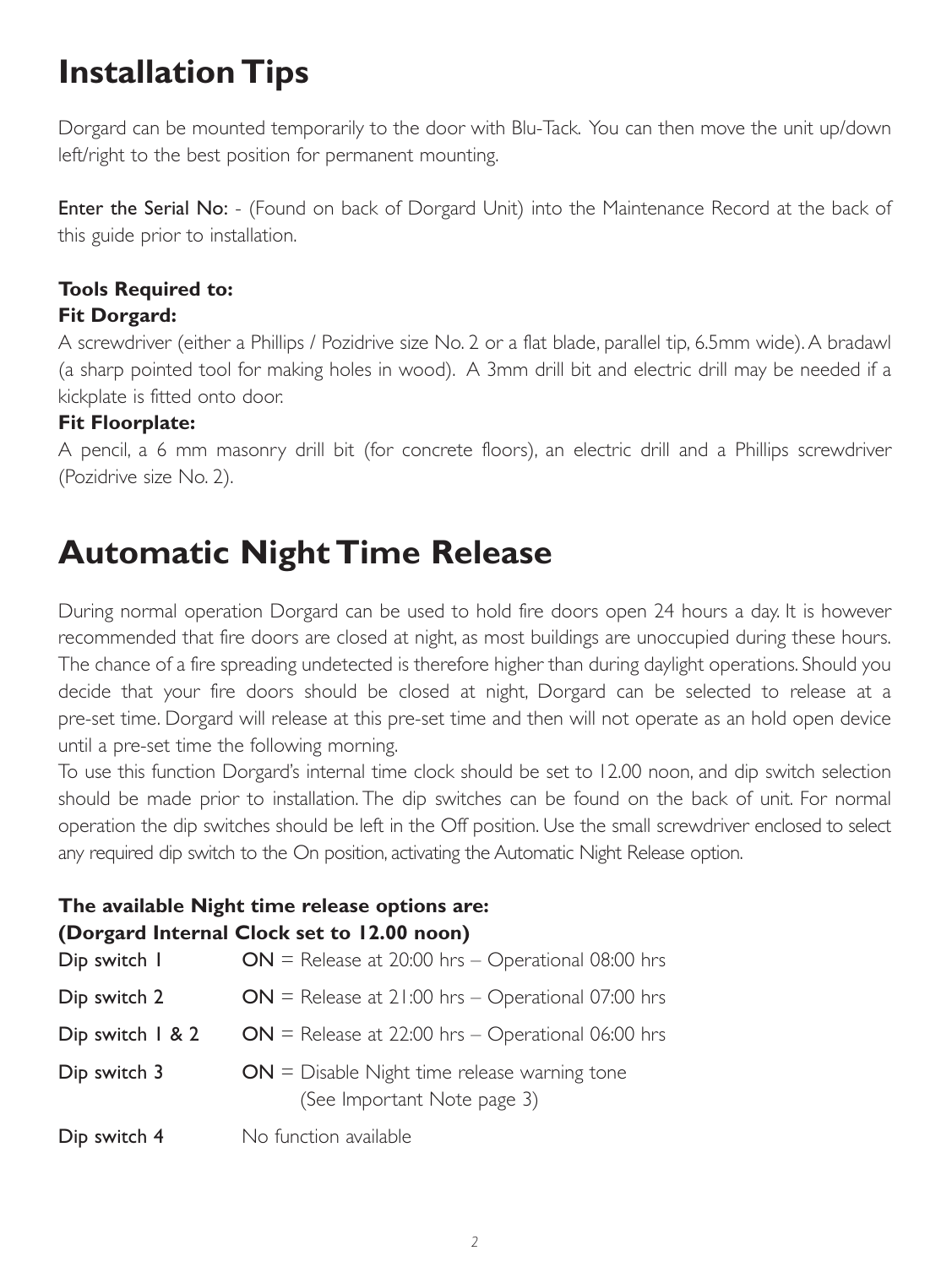# Installation Tips

Dorgard can be mounted temporarily to the door with Blu-Tack. You can then move the unit up/down left/right to the best position for permanent mounting.

Enter the Serial No: - (Found on back of Dorgard Unit) into the Maintenance Record at the back of this guide prior to installation.

**Tools Required to:**

**Fit Dorgard:**

A screwdriver (either a Phillips / Pozidrive size No. 2 or a flat blade, parallel tip, 6.5mm wide). A bradawl (a sharp pointed tool for making holes in wood). A 3mm drill bit and electric drill may be needed if a kickplate is fitted onto door.

**Fit Floorplate:**

A pencil, a 6 mm masonry drill bit (for concrete floors), an electric drill and a Phillips screwdriver (Pozidrive size No. 2).

# Automatic Night Time Release

During normal operation Dorgard can be used to hold fire doors open 24 hours a day. It is however recommended that fire doors are closed at night, as most buildings are unoccupied during these hours. The chance of a fire spreading undetected is therefore higher than during daylight operations. Should you decide that your fire doors should be closed at night, Dorgard can be selected to release at a pre-set time. Dorgard will release at this pre-set time and then will not operate as an hold open device until a pre-set time the following morning.

To use this function Dorgard's internal time clock should be set to 12.00 noon, and dip switch selection should be made prior to installation. The dip switches can be found on the back of unit. For normal operation the dip switches should be left in the Off position. Use the small screwdriver enclosed to select any required dip switch to the On position, activating the Automatic Night Release option.

**The available Night time release options are:**
**(Dorgard Internal Clock set to 12.00 noon)**

| | |
|---|---|
| Dip switch 1 | ON = Release at 20:00 hrs – Operational 08:00 hrs |
| Dip switch 2 | ON = Release at 21:00 hrs – Operational 07:00 hrs |
| Dip switch 1 & 2 | ON = Release at 22:00 hrs – Operational 06:00 hrs |
| Dip switch 3 | ON = Disable Night time release warning tone (See Important Note page 3) |
| Dip switch 4 | No function available |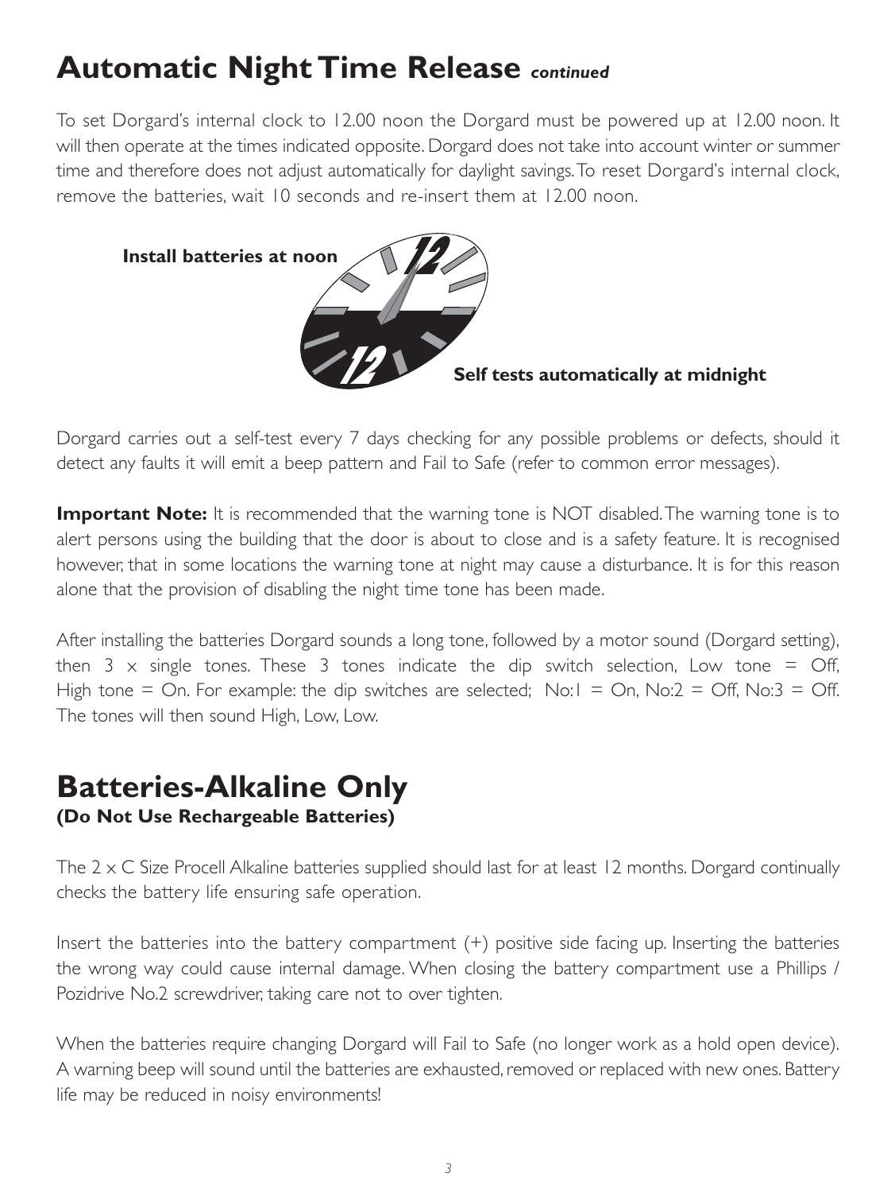# Automatic Night Time Release *continued*

To set Dorgard's internal clock to 12.00 noon the Dorgard must be powered up at 12.00 noon. It will then operate at the times indicated opposite. Dorgard does not take into account winter or summer time and therefore does not adjust automatically for daylight savings. To reset Dorgard's internal clock, remove the batteries, wait 10 seconds and re-insert them at 12.00 noon.

**Install batteries at noon**

**Self tests automatically at midnight**

Dorgard carries out a self-test every 7 days checking for any possible problems or defects, should it detect any faults it will emit a beep pattern and Fail to Safe (refer to common error messages).

**Important Note:** It is recommended that the warning tone is NOT disabled. The warning tone is to alert persons using the building that the door is about to close and is a safety feature. It is recognised however, that in some locations the warning tone at night may cause a disturbance. It is for this reason alone that the provision of disabling the night time tone has been made.

After installing the batteries Dorgard sounds a long tone, followed by a motor sound (Dorgard setting), then 3 x single tones. These 3 tones indicate the dip switch selection, Low tone = Off, High tone = On. For example: the dip switches are selected; No:1 = On, No:2 = Off, No:3 = Off. The tones will then sound High, Low, Low.

# Batteries-Alkaline Only

**(Do Not Use Rechargeable Batteries)**

The 2 x C Size Procell Alkaline batteries supplied should last for at least 12 months. Dorgard continually checks the battery life ensuring safe operation.

Insert the batteries into the battery compartment (+) positive side facing up. Inserting the batteries the wrong way could cause internal damage. When closing the battery compartment use a Phillips / Pozidrive No.2 screwdriver, taking care not to over tighten.

When the batteries require changing Dorgard will Fail to Safe (no longer work as a hold open device). A warning beep will sound until the batteries are exhausted, removed or replaced with new ones. Battery life may be reduced in noisy environments!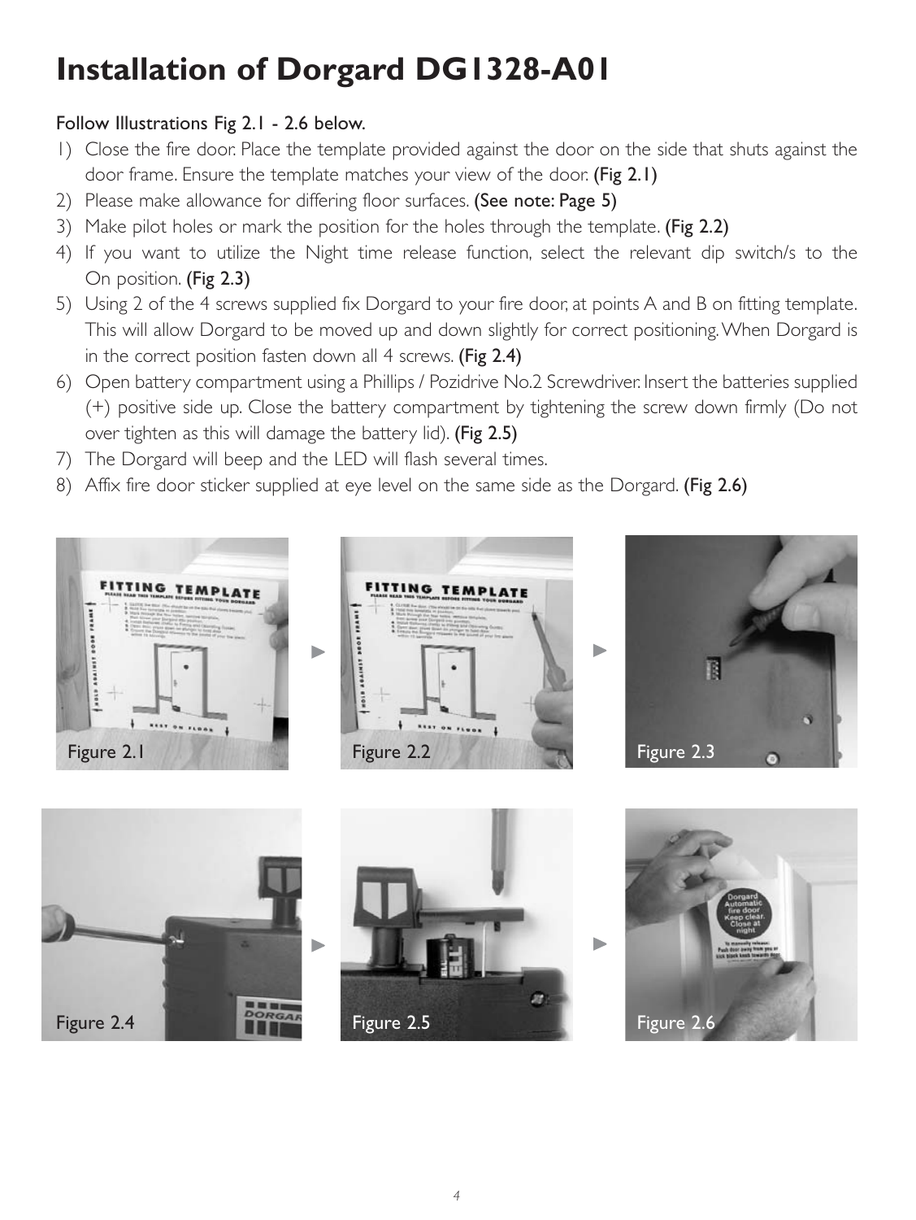# Installation of Dorgard DG1328-A01

Follow Illustrations Fig 2.1 - 2.6 below.

1) Close the fire door. Place the template provided against the door on the side that shuts against the door frame. Ensure the template matches your view of the door. **(Fig 2.1)**
2) Please make allowance for differing floor surfaces. **(See note: Page 5)**
3) Make pilot holes or mark the position for the holes through the template. **(Fig 2.2)**
4) If you want to utilize the Night time release function, select the relevant dip switch/s to the On position. **(Fig 2.3)**
5) Using 2 of the 4 screws supplied fix Dorgard to your fire door, at points A and B on fitting template. This will allow Dorgard to be moved up and down slightly for correct positioning. When Dorgard is in the correct position fasten down all 4 screws. **(Fig 2.4)**
6) Open battery compartment using a Phillips / Pozidrive No.2 Screwdriver. Insert the batteries supplied (+) positive side up. Close the battery compartment by tightening the screw down firmly (Do not over tighten as this will damage the battery lid). **(Fig 2.5)**
7) The Dorgard will beep and the LED will flash several times.
8) Affix fire door sticker supplied at eye level on the same side as the Dorgard. **(Fig 2.6)**

Figure 2.1

Figure 2.2

Figure 2.3

Figure 2.4

Figure 2.5

Figure 2.6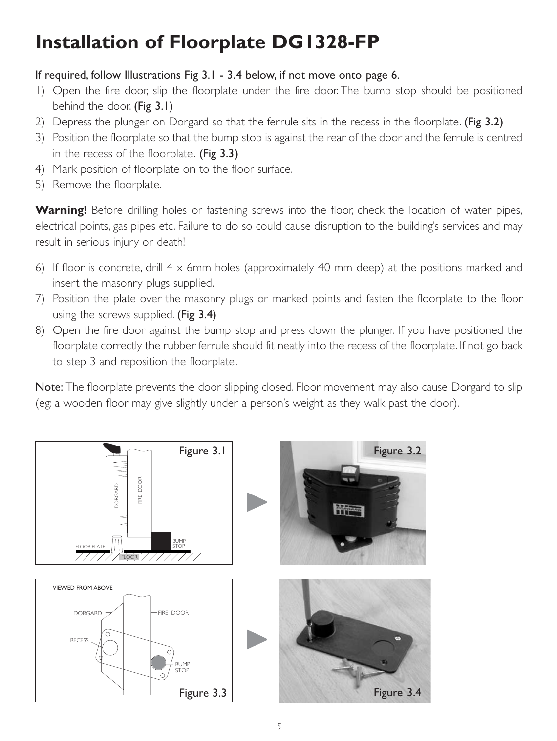# Installation of Floorplate DG1328-FP

If required, follow Illustrations Fig 3.1 - 3.4 below, if not move onto page 6.

1) Open the fire door, slip the floorplate under the fire door. The bump stop should be positioned behind the door. **(Fig 3.1)**
2) Depress the plunger on Dorgard so that the ferrule sits in the recess in the floorplate. **(Fig 3.2)**
3) Position the floorplate so that the bump stop is against the rear of the door and the ferrule is centred in the recess of the floorplate. **(Fig 3.3)**
4) Mark position of floorplate on to the floor surface.
5) Remove the floorplate.

**Warning!** Before drilling holes or fastening screws into the floor, check the location of water pipes, electrical points, gas pipes etc. Failure to do so could cause disruption to the building's services and may result in serious injury or death!

6) If floor is concrete, drill 4 x 6mm holes (approximately 40 mm deep) at the positions marked and insert the masonry plugs supplied.
7) Position the plate over the masonry plugs or marked points and fasten the floorplate to the floor using the screws supplied. **(Fig 3.4)**
8) Open the fire door against the bump stop and press down the plunger. If you have positioned the floorplate correctly the rubber ferrule should fit neatly into the recess of the floorplate. If not go back to step 3 and reposition the floorplate.

Note: The floorplate prevents the door slipping closed. Floor movement may also cause Dorgard to slip (eg: a wooden floor may give slightly under a person's weight as they walk past the door).

Figure 3.1

Figure 3.2

Figure 3.3

Figure 3.4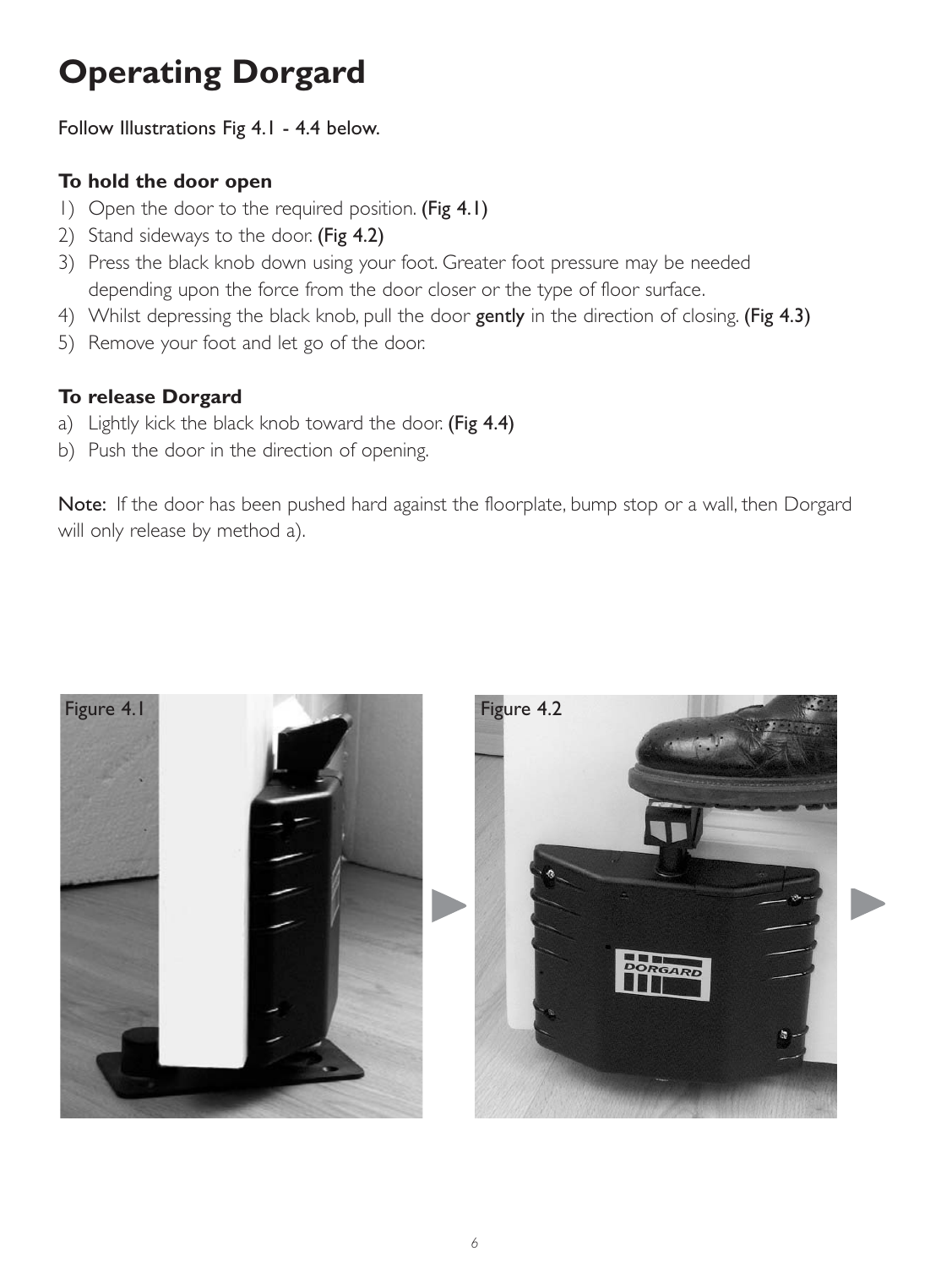# Operating Dorgard

Follow Illustrations Fig 4.1 - 4.4 below.

**To hold the door open**

1) Open the door to the required position. (Fig 4.1)
2) Stand sideways to the door. (Fig 4.2)
3) Press the black knob down using your foot. Greater foot pressure may be needed depending upon the force from the door closer or the type of floor surface.
4) Whilst depressing the black knob, pull the door gently in the direction of closing. (Fig 4.3)
5) Remove your foot and let go of the door.

**To release Dorgard**

a) Lightly kick the black knob toward the door. (Fig 4.4)
b) Push the door in the direction of opening.

Note: If the door has been pushed hard against the floorplate, bump stop or a wall, then Dorgard will only release by method a).

Figure 4.1

Figure 4.2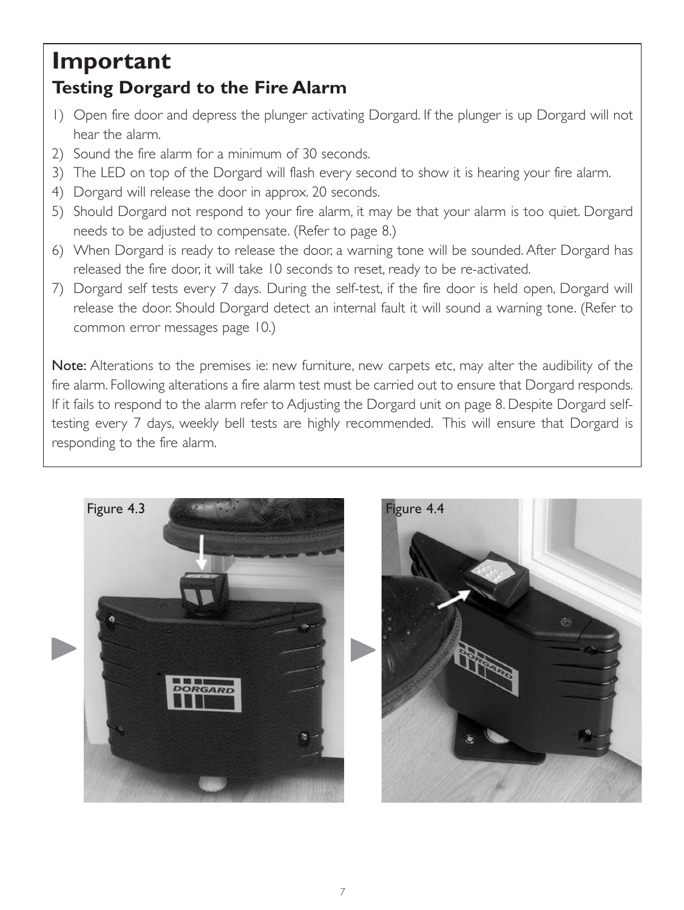# Important

## Testing Dorgard to the Fire Alarm

1) Open fire door and depress the plunger activating Dorgard. If the plunger is up Dorgard will not hear the alarm.
2) Sound the fire alarm for a minimum of 30 seconds.
3) The LED on top of the Dorgard will flash every second to show it is hearing your fire alarm.
4) Dorgard will release the door in approx. 20 seconds.
5) Should Dorgard not respond to your fire alarm, it may be that your alarm is too quiet. Dorgard needs to be adjusted to compensate. (Refer to page 8.)
6) When Dorgard is ready to release the door, a warning tone will be sounded. After Dorgard has released the fire door, it will take 10 seconds to reset, ready to be re-activated.
7) Dorgard self tests every 7 days. During the self-test, if the fire door is held open, Dorgard will release the door. Should Dorgard detect an internal fault it will sound a warning tone. (Refer to common error messages page 10.)

**Note:** Alterations to the premises ie: new furniture, new carpets etc, may alter the audibility of the fire alarm. Following alterations a fire alarm test must be carried out to ensure that Dorgard responds. If it fails to respond to the alarm refer to Adjusting the Dorgard unit on page 8. Despite Dorgard self-testing every 7 days, weekly bell tests are highly recommended. This will ensure that Dorgard is responding to the fire alarm.

Figure 4.3

Figure 4.4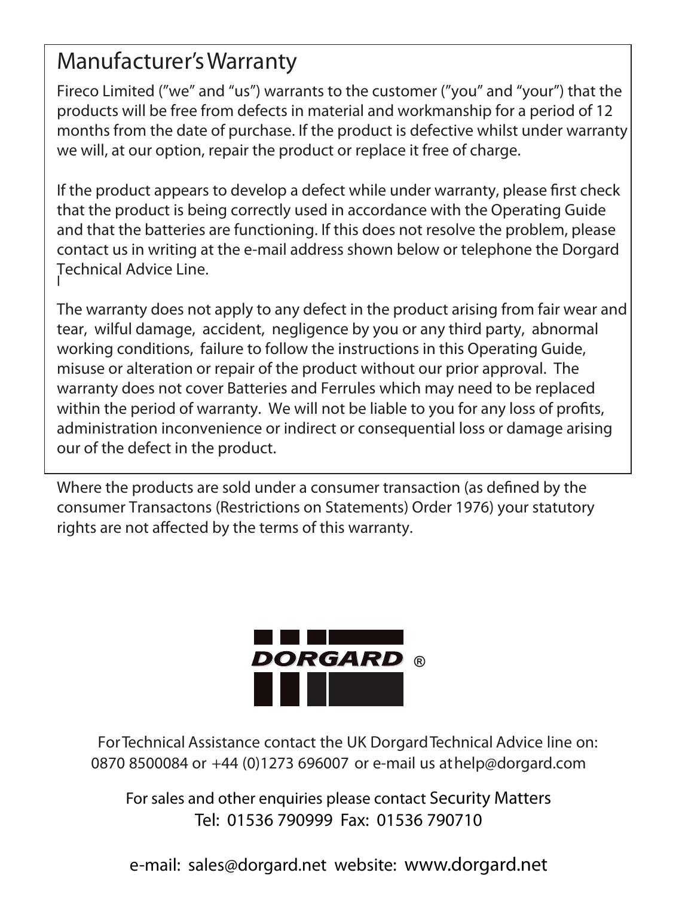# Manufacturer's Warranty

Fireco Limited (”we” and “us”) warrants to the customer (”you” and “your”) that the products will be free from defects in material and workmanship for a period of 12 months from the date of purchase. If the product is defective whilst under warranty we will, at our option, repair the product or replace it free of charge.

If the product appears to develop a defect while under warranty, please first check that the product is being correctly used in accordance with the Operating Guide and that the batteries are functioning. If this does not resolve the problem, please contact us in writing at the e-mail address shown below or telephone the Dorgard Technical Advice Line.

The warranty does not apply to any defect in the product arising from fair wear and tear, wilful damage, accident, negligence by you or any third party, abnormal working conditions, failure to follow the instructions in this Operating Guide, misuse or alteration or repair of the product without our prior approval. The warranty does not cover Batteries and Ferrules which may need to be replaced within the period of warranty. We will not be liable to you for any loss of profits, administration inconvenience or indirect or consequential loss or damage arising our of the defect in the product.

Where the products are sold under a consumer transaction (as defined by the consumer Transactons (Restrictions on Statements) Order 1976) your statutory rights are not affected by the terms of this warranty.

DORGARD ®

For Technical Assistance contact the UK Dorgard Technical Advice line on: 0870 8500084 or +44 (0)1273 696007 or e-mail us at help@dorgard.com

For sales and other enquiries please contact Security Matters
Tel: 01536 790999 Fax: 01536 790710

e-mail: sales@dorgard.net website: www.dorgard.net